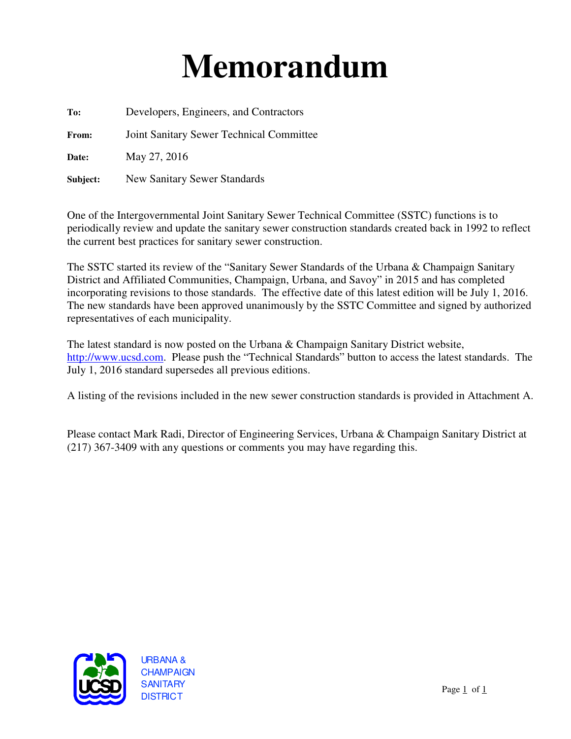# Memorandum

**To:** Developers, Engineers, and Contractors

**From:** Joint Sanitary Sewer Technical Committee

**Date:** May 27, 2016

**Subject:** New Sanitary Sewer Standards

One of the Intergovernmental Joint Sanitary Sewer Technical Committee (SSTC) functions is to periodically review and update the sanitary sewer construction standards created back in 1992 to reflect the current best practices for sanitary sewer construction.

The SSTC started its review of the "Sanitary Sewer Standards of the Urbana & Champaign Sanitary District and Affiliated Communities, Champaign, Urbana, and Savoy" in 2015 and has completed incorporating revisions to those standards. The effective date of this latest edition will be July 1, 2016. The new standards have been approved unanimously by the SSTC Committee and signed by authorized representatives of each municipality.

The latest standard is now posted on the Urbana & Champaign Sanitary District website, http://www.ucsd.com. Please push the "Technical Standards" button to access the latest standards. The July 1, 2016 standard supersedes all previous editions.

A listing of the revisions included in the new sewer construction standards is provided in Attachment A.

Please contact Mark Radi, Director of Engineering Services, Urbana & Champaign Sanitary District at (217) 367-3409 with any questions or comments you may have regarding this.

URBANA & CHAMPAIGN SANITARY DISTRICT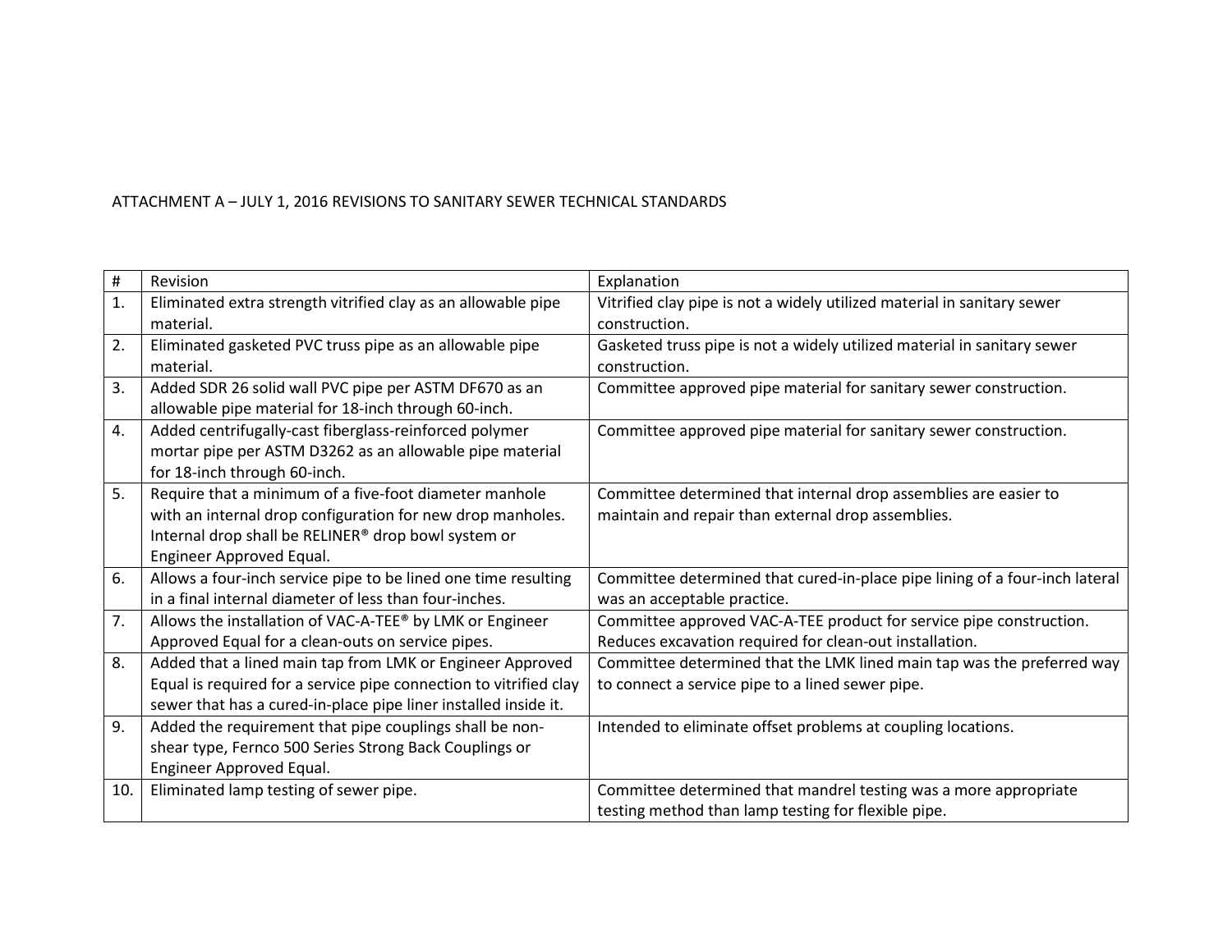ATTACHMENT A – JULY 1, 2016 REVISIONS TO SANITARY SEWER TECHNICAL STANDARDS

| # | Revision | Explanation |
|---|---|---|
| 1. | Eliminated extra strength vitrified clay as an allowable pipe material. | Vitrified clay pipe is not a widely utilized material in sanitary sewer construction. |
| 2. | Eliminated gasketed PVC truss pipe as an allowable pipe material. | Gasketed truss pipe is not a widely utilized material in sanitary sewer construction. |
| 3. | Added SDR 26 solid wall PVC pipe per ASTM DF670 as an allowable pipe material for 18-inch through 60-inch. | Committee approved pipe material for sanitary sewer construction. |
| 4. | Added centrifugally-cast fiberglass-reinforced polymer mortar pipe per ASTM D3262 as an allowable pipe material for 18-inch through 60-inch. | Committee approved pipe material for sanitary sewer construction. |
| 5. | Require that a minimum of a five-foot diameter manhole with an internal drop configuration for new drop manholes. Internal drop shall be RELINER® drop bowl system or Engineer Approved Equal. | Committee determined that internal drop assemblies are easier to maintain and repair than external drop assemblies. |
| 6. | Allows a four-inch service pipe to be lined one time resulting in a final internal diameter of less than four-inches. | Committee determined that cured-in-place pipe lining of a four-inch lateral was an acceptable practice. |
| 7. | Allows the installation of VAC-A-TEE® by LMK or Engineer Approved Equal for a clean-outs on service pipes. | Committee approved VAC-A-TEE product for service pipe construction. Reduces excavation required for clean-out installation. |
| 8. | Added that a lined main tap from LMK or Engineer Approved Equal is required for a service pipe connection to vitrified clay sewer that has a cured-in-place pipe liner installed inside it. | Committee determined that the LMK lined main tap was the preferred way to connect a service pipe to a lined sewer pipe. |
| 9. | Added the requirement that pipe couplings shall be non-shear type, Fernco 500 Series Strong Back Couplings or Engineer Approved Equal. | Intended to eliminate offset problems at coupling locations. |
| 10. | Eliminated lamp testing of sewer pipe. | Committee determined that mandrel testing was a more appropriate testing method than lamp testing for flexible pipe. |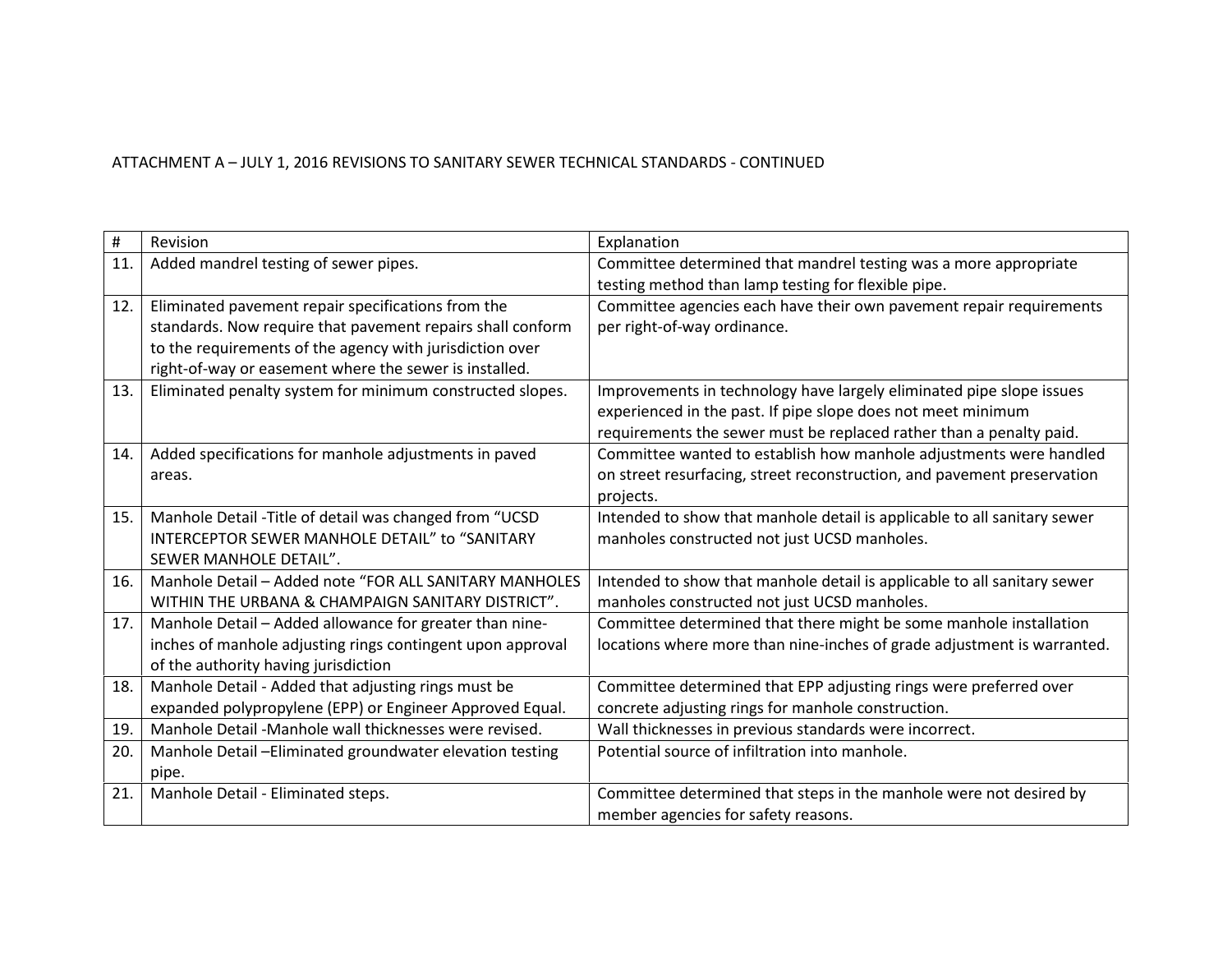ATTACHMENT A – JULY 1, 2016 REVISIONS TO SANITARY SEWER TECHNICAL STANDARDS - CONTINUED

| # | Revision | Explanation |
|---|---|---|
| 11. | Added mandrel testing of sewer pipes. | Committee determined that mandrel testing was a more appropriate testing method than lamp testing for flexible pipe. |
| 12. | Eliminated pavement repair specifications from the standards. Now require that pavement repairs shall conform to the requirements of the agency with jurisdiction over right-of-way or easement where the sewer is installed. | Committee agencies each have their own pavement repair requirements per right-of-way ordinance. |
| 13. | Eliminated penalty system for minimum constructed slopes. | Improvements in technology have largely eliminated pipe slope issues experienced in the past. If pipe slope does not meet minimum requirements the sewer must be replaced rather than a penalty paid. |
| 14. | Added specifications for manhole adjustments in paved areas. | Committee wanted to establish how manhole adjustments were handled on street resurfacing, street reconstruction, and pavement preservation projects. |
| 15. | Manhole Detail -Title of detail was changed from "UCSD INTERCEPTOR SEWER MANHOLE DETAIL" to "SANITARY SEWER MANHOLE DETAIL". | Intended to show that manhole detail is applicable to all sanitary sewer manholes constructed not just UCSD manholes. |
| 16. | Manhole Detail – Added note "FOR ALL SANITARY MANHOLES WITHIN THE URBANA & CHAMPAIGN SANITARY DISTRICT". | Intended to show that manhole detail is applicable to all sanitary sewer manholes constructed not just UCSD manholes. |
| 17. | Manhole Detail – Added allowance for greater than nine-inches of manhole adjusting rings contingent upon approval of the authority having jurisdiction | Committee determined that there might be some manhole installation locations where more than nine-inches of grade adjustment is warranted. |
| 18. | Manhole Detail - Added that adjusting rings must be expanded polypropylene (EPP) or Engineer Approved Equal. | Committee determined that EPP adjusting rings were preferred over concrete adjusting rings for manhole construction. |
| 19. | Manhole Detail -Manhole wall thicknesses were revised. | Wall thicknesses in previous standards were incorrect. |
| 20. | Manhole Detail –Eliminated groundwater elevation testing pipe. | Potential source of infiltration into manhole. |
| 21. | Manhole Detail - Eliminated steps. | Committee determined that steps in the manhole were not desired by member agencies for safety reasons. |